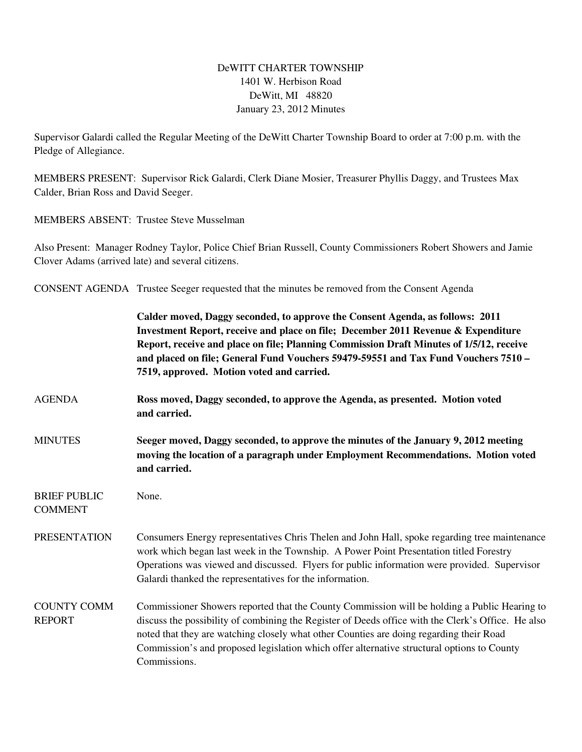# DeWITT CHARTER TOWNSHIP

1401 W. Herbison Road
DeWitt, MI 48820
January 23, 2012 Minutes

Supervisor Galardi called the Regular Meeting of the DeWitt Charter Township Board to order at 7:00 p.m. with the Pledge of Allegiance.

MEMBERS PRESENT: Supervisor Rick Galardi, Clerk Diane Mosier, Treasurer Phyllis Daggy, and Trustees Max Calder, Brian Ross and David Seeger.

MEMBERS ABSENT: Trustee Steve Musselman

Also Present: Manager Rodney Taylor, Police Chief Brian Russell, County Commissioners Robert Showers and Jamie Clover Adams (arrived late) and several citizens.

CONSENT AGENDA Trustee Seeger requested that the minutes be removed from the Consent Agenda

**Calder moved, Daggy seconded, to approve the Consent Agenda, as follows: 2011 Investment Report, receive and place on file; December 2011 Revenue & Expenditure Report, receive and place on file; Planning Commission Draft Minutes of 1/5/12, receive and placed on file; General Fund Vouchers 59479-59551 and Tax Fund Vouchers 7510 – 7519, approved. Motion voted and carried.**

AGENDA **Ross moved, Daggy seconded, to approve the Agenda, as presented. Motion voted and carried.**

MINUTES **Seeger moved, Daggy seconded, to approve the minutes of the January 9, 2012 meeting moving the location of a paragraph under Employment Recommendations. Motion voted and carried.**

BRIEF PUBLIC COMMENT None.

PRESENTATION Consumers Energy representatives Chris Thelen and John Hall, spoke regarding tree maintenance work which began last week in the Township. A Power Point Presentation titled Forestry Operations was viewed and discussed. Flyers for public information were provided. Supervisor Galardi thanked the representatives for the information.

COUNTY COMM REPORT Commissioner Showers reported that the County Commission will be holding a Public Hearing to discuss the possibility of combining the Register of Deeds office with the Clerk's Office. He also noted that they are watching closely what other Counties are doing regarding their Road Commission's and proposed legislation which offer alternative structural options to County Commissions.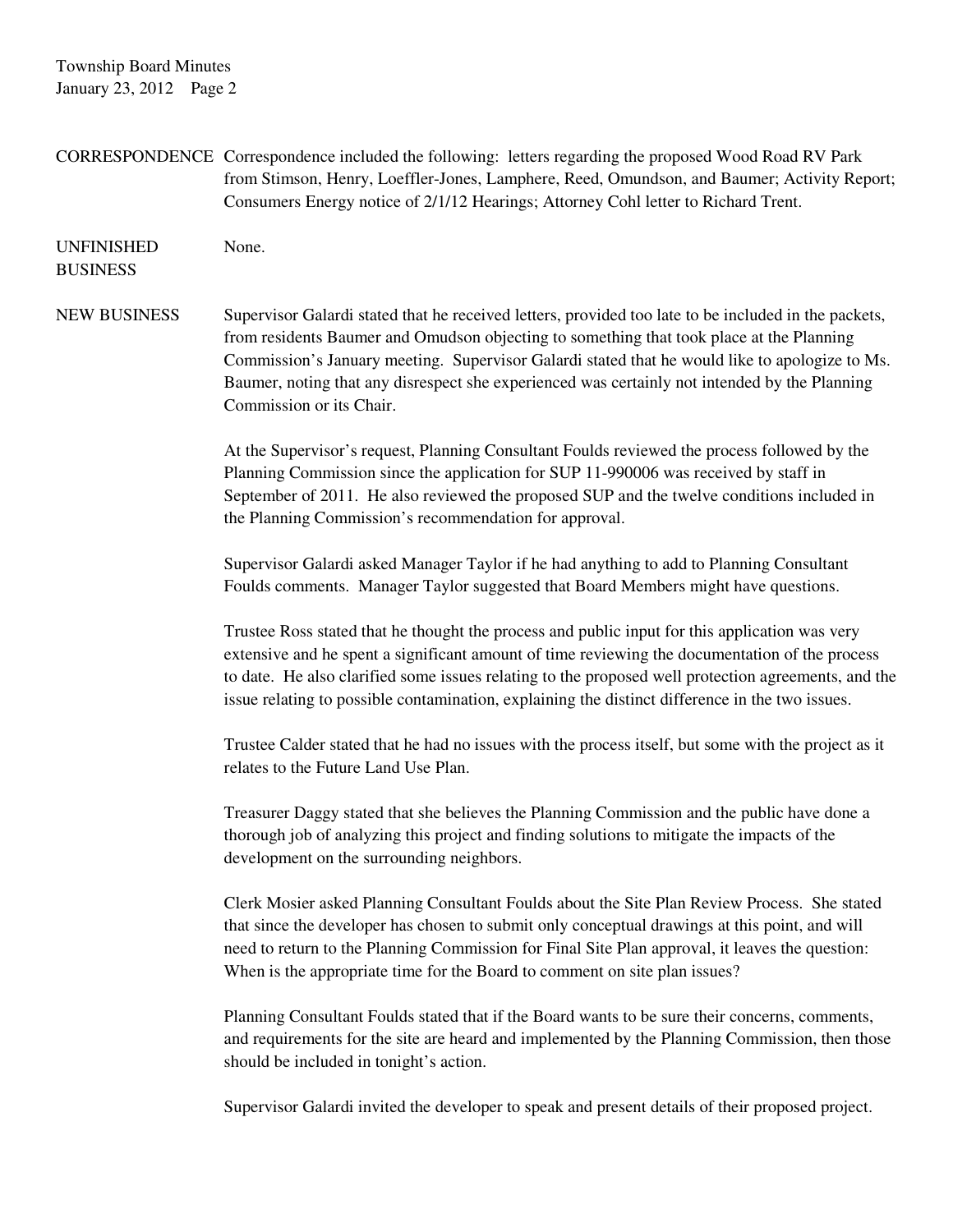**CORRESPONDENCE** Correspondence included the following: letters regarding the proposed Wood Road RV Park from Stimson, Henry, Loeffler-Jones, Lamphere, Reed, Omundson, and Baumer; Activity Report; Consumers Energy notice of 2/1/12 Hearings; Attorney Cohl letter to Richard Trent.

**UNFINISHED BUSINESS** None.

**NEW BUSINESS** Supervisor Galardi stated that he received letters, provided too late to be included in the packets, from residents Baumer and Omudson objecting to something that took place at the Planning Commission's January meeting. Supervisor Galardi stated that he would like to apologize to Ms. Baumer, noting that any disrespect she experienced was certainly not intended by the Planning Commission or its Chair.

At the Supervisor's request, Planning Consultant Foulds reviewed the process followed by the Planning Commission since the application for SUP 11-990006 was received by staff in September of 2011. He also reviewed the proposed SUP and the twelve conditions included in the Planning Commission's recommendation for approval.

Supervisor Galardi asked Manager Taylor if he had anything to add to Planning Consultant Foulds comments. Manager Taylor suggested that Board Members might have questions.

Trustee Ross stated that he thought the process and public input for this application was very extensive and he spent a significant amount of time reviewing the documentation of the process to date. He also clarified some issues relating to the proposed well protection agreements, and the issue relating to possible contamination, explaining the distinct difference in the two issues.

Trustee Calder stated that he had no issues with the process itself, but some with the project as it relates to the Future Land Use Plan.

Treasurer Daggy stated that she believes the Planning Commission and the public have done a thorough job of analyzing this project and finding solutions to mitigate the impacts of the development on the surrounding neighbors.

Clerk Mosier asked Planning Consultant Foulds about the Site Plan Review Process. She stated that since the developer has chosen to submit only conceptual drawings at this point, and will need to return to the Planning Commission for Final Site Plan approval, it leaves the question: When is the appropriate time for the Board to comment on site plan issues?

Planning Consultant Foulds stated that if the Board wants to be sure their concerns, comments, and requirements for the site are heard and implemented by the Planning Commission, then those should be included in tonight's action.

Supervisor Galardi invited the developer to speak and present details of their proposed project.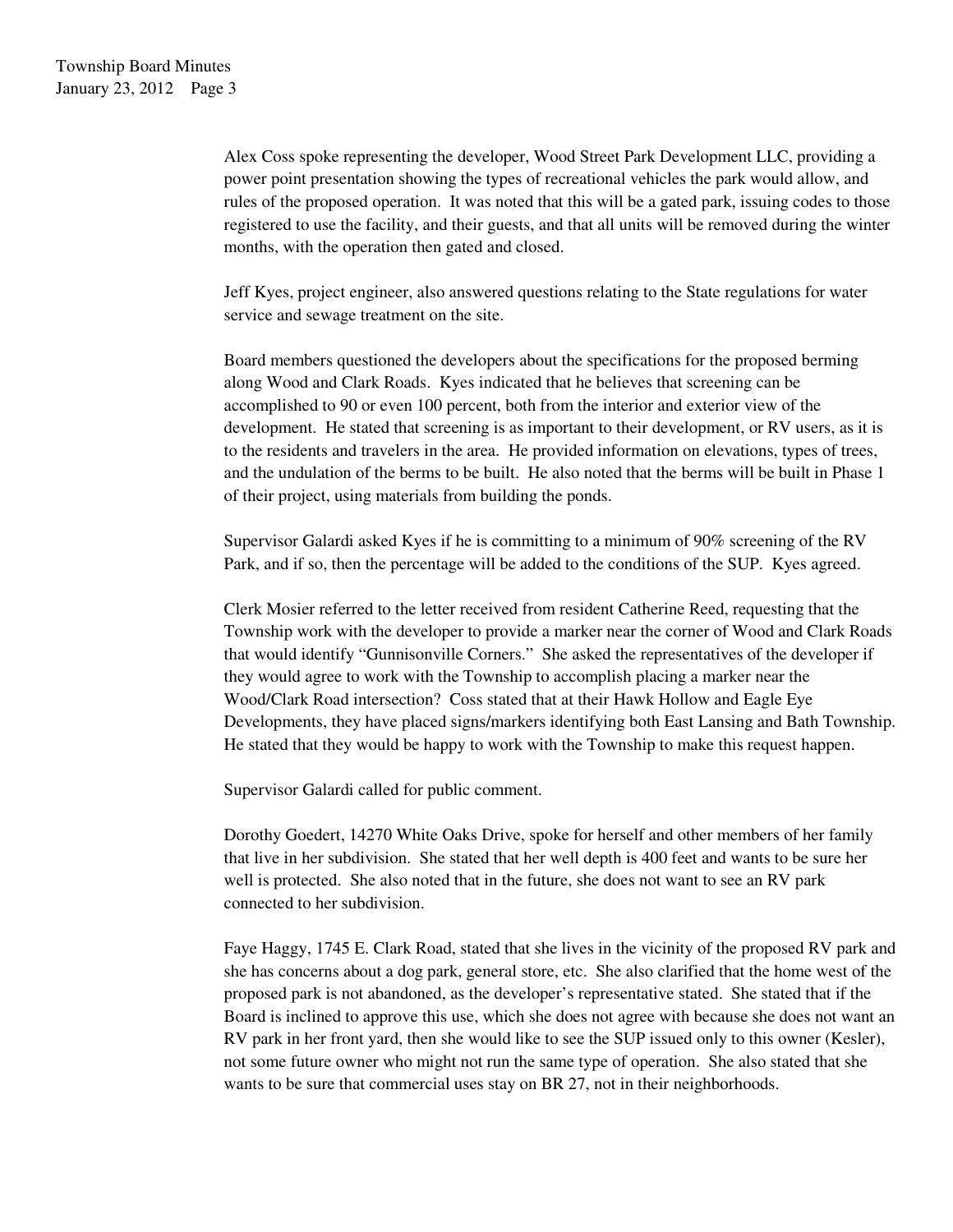Alex Coss spoke representing the developer, Wood Street Park Development LLC, providing a power point presentation showing the types of recreational vehicles the park would allow, and rules of the proposed operation. It was noted that this will be a gated park, issuing codes to those registered to use the facility, and their guests, and that all units will be removed during the winter months, with the operation then gated and closed.

Jeff Kyes, project engineer, also answered questions relating to the State regulations for water service and sewage treatment on the site.

Board members questioned the developers about the specifications for the proposed berming along Wood and Clark Roads. Kyes indicated that he believes that screening can be accomplished to 90 or even 100 percent, both from the interior and exterior view of the development. He stated that screening is as important to their development, or RV users, as it is to the residents and travelers in the area. He provided information on elevations, types of trees, and the undulation of the berms to be built. He also noted that the berms will be built in Phase 1 of their project, using materials from building the ponds.

Supervisor Galardi asked Kyes if he is committing to a minimum of 90% screening of the RV Park, and if so, then the percentage will be added to the conditions of the SUP. Kyes agreed.

Clerk Mosier referred to the letter received from resident Catherine Reed, requesting that the Township work with the developer to provide a marker near the corner of Wood and Clark Roads that would identify "Gunnisonville Corners." She asked the representatives of the developer if they would agree to work with the Township to accomplish placing a marker near the Wood/Clark Road intersection? Coss stated that at their Hawk Hollow and Eagle Eye Developments, they have placed signs/markers identifying both East Lansing and Bath Township. He stated that they would be happy to work with the Township to make this request happen.

Supervisor Galardi called for public comment.

Dorothy Goedert, 14270 White Oaks Drive, spoke for herself and other members of her family that live in her subdivision. She stated that her well depth is 400 feet and wants to be sure her well is protected. She also noted that in the future, she does not want to see an RV park connected to her subdivision.

Faye Haggy, 1745 E. Clark Road, stated that she lives in the vicinity of the proposed RV park and she has concerns about a dog park, general store, etc. She also clarified that the home west of the proposed park is not abandoned, as the developer's representative stated. She stated that if the Board is inclined to approve this use, which she does not agree with because she does not want an RV park in her front yard, then she would like to see the SUP issued only to this owner (Kesler), not some future owner who might not run the same type of operation. She also stated that she wants to be sure that commercial uses stay on BR 27, not in their neighborhoods.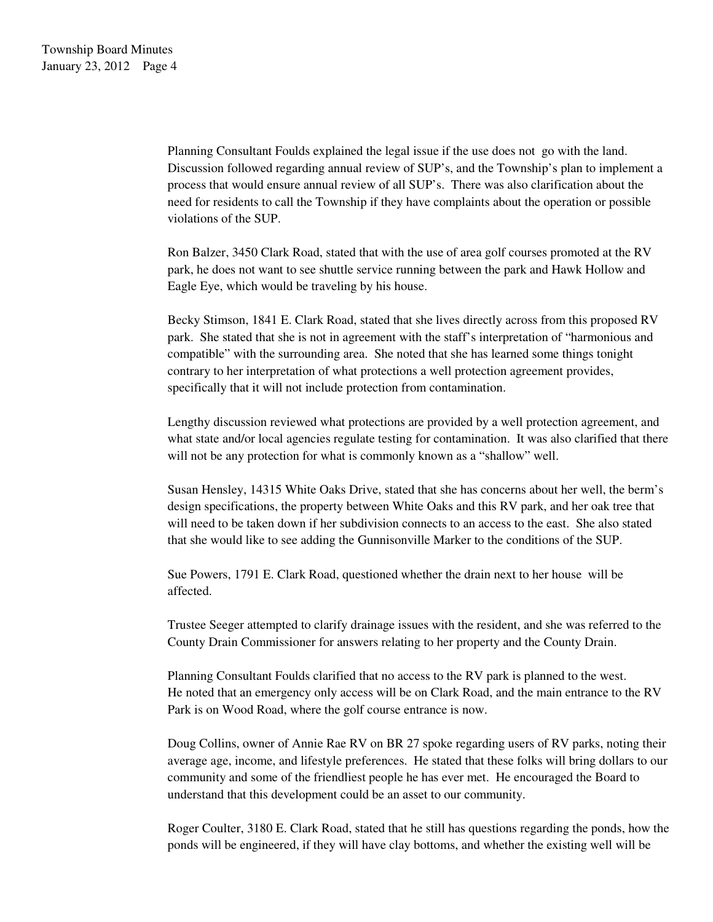Planning Consultant Foulds explained the legal issue if the use does not go with the land. Discussion followed regarding annual review of SUP's, and the Township's plan to implement a process that would ensure annual review of all SUP's. There was also clarification about the need for residents to call the Township if they have complaints about the operation or possible violations of the SUP.

Ron Balzer, 3450 Clark Road, stated that with the use of area golf courses promoted at the RV park, he does not want to see shuttle service running between the park and Hawk Hollow and Eagle Eye, which would be traveling by his house.

Becky Stimson, 1841 E. Clark Road, stated that she lives directly across from this proposed RV park. She stated that she is not in agreement with the staff's interpretation of "harmonious and compatible" with the surrounding area. She noted that she has learned some things tonight contrary to her interpretation of what protections a well protection agreement provides, specifically that it will not include protection from contamination.

Lengthy discussion reviewed what protections are provided by a well protection agreement, and what state and/or local agencies regulate testing for contamination. It was also clarified that there will not be any protection for what is commonly known as a "shallow" well.

Susan Hensley, 14315 White Oaks Drive, stated that she has concerns about her well, the berm's design specifications, the property between White Oaks and this RV park, and her oak tree that will need to be taken down if her subdivision connects to an access to the east. She also stated that she would like to see adding the Gunnisonville Marker to the conditions of the SUP.

Sue Powers, 1791 E. Clark Road, questioned whether the drain next to her house will be affected.

Trustee Seeger attempted to clarify drainage issues with the resident, and she was referred to the County Drain Commissioner for answers relating to her property and the County Drain.

Planning Consultant Foulds clarified that no access to the RV park is planned to the west. He noted that an emergency only access will be on Clark Road, and the main entrance to the RV Park is on Wood Road, where the golf course entrance is now.

Doug Collins, owner of Annie Rae RV on BR 27 spoke regarding users of RV parks, noting their average age, income, and lifestyle preferences. He stated that these folks will bring dollars to our community and some of the friendliest people he has ever met. He encouraged the Board to understand that this development could be an asset to our community.

Roger Coulter, 3180 E. Clark Road, stated that he still has questions regarding the ponds, how the ponds will be engineered, if they will have clay bottoms, and whether the existing well will be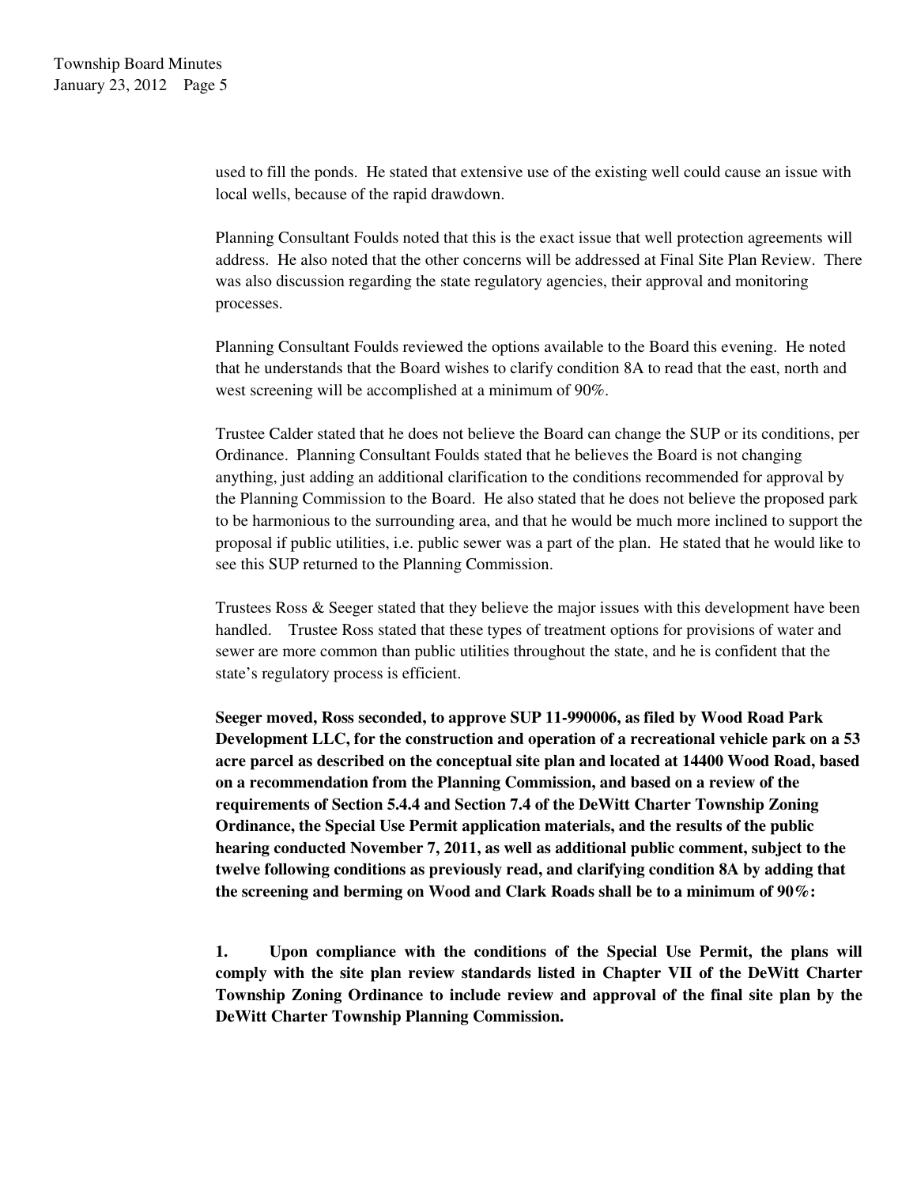used to fill the ponds. He stated that extensive use of the existing well could cause an issue with local wells, because of the rapid drawdown.

Planning Consultant Foulds noted that this is the exact issue that well protection agreements will address. He also noted that the other concerns will be addressed at Final Site Plan Review. There was also discussion regarding the state regulatory agencies, their approval and monitoring processes.

Planning Consultant Foulds reviewed the options available to the Board this evening. He noted that he understands that the Board wishes to clarify condition 8A to read that the east, north and west screening will be accomplished at a minimum of 90%.

Trustee Calder stated that he does not believe the Board can change the SUP or its conditions, per Ordinance. Planning Consultant Foulds stated that he believes the Board is not changing anything, just adding an additional clarification to the conditions recommended for approval by the Planning Commission to the Board. He also stated that he does not believe the proposed park to be harmonious to the surrounding area, and that he would be much more inclined to support the proposal if public utilities, i.e. public sewer was a part of the plan. He stated that he would like to see this SUP returned to the Planning Commission.

Trustees Ross & Seeger stated that they believe the major issues with this development have been handled. Trustee Ross stated that these types of treatment options for provisions of water and sewer are more common than public utilities throughout the state, and he is confident that the state's regulatory process is efficient.

**Seeger moved, Ross seconded, to approve SUP 11-990006, as filed by Wood Road Park Development LLC, for the construction and operation of a recreational vehicle park on a 53 acre parcel as described on the conceptual site plan and located at 14400 Wood Road, based on a recommendation from the Planning Commission, and based on a review of the requirements of Section 5.4.4 and Section 7.4 of the DeWitt Charter Township Zoning Ordinance, the Special Use Permit application materials, and the results of the public hearing conducted November 7, 2011, as well as additional public comment, subject to the twelve following conditions as previously read, and clarifying condition 8A by adding that the screening and berming on Wood and Clark Roads shall be to a minimum of 90%:**

**1. Upon compliance with the conditions of the Special Use Permit, the plans will comply with the site plan review standards listed in Chapter VII of the DeWitt Charter Township Zoning Ordinance to include review and approval of the final site plan by the DeWitt Charter Township Planning Commission.**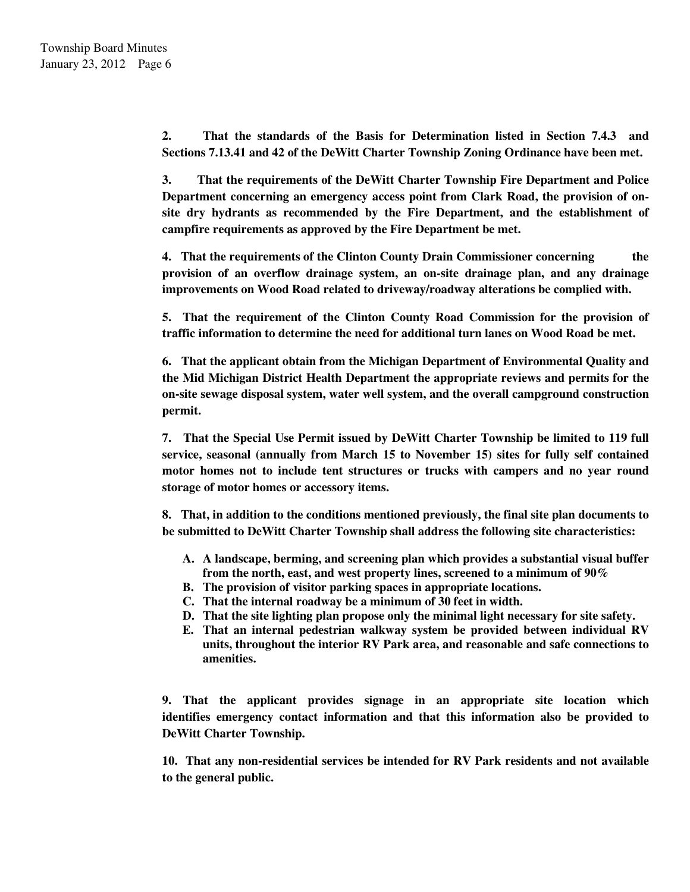**2. That the standards of the Basis for Determination listed in Section 7.4.3 and Sections 7.13.41 and 42 of the DeWitt Charter Township Zoning Ordinance have been met.**

**3. That the requirements of the DeWitt Charter Township Fire Department and Police Department concerning an emergency access point from Clark Road, the provision of on-site dry hydrants as recommended by the Fire Department, and the establishment of campfire requirements as approved by the Fire Department be met.**

**4. That the requirements of the Clinton County Drain Commissioner concerning the provision of an overflow drainage system, an on-site drainage plan, and any drainage improvements on Wood Road related to driveway/roadway alterations be complied with.**

**5. That the requirement of the Clinton County Road Commission for the provision of traffic information to determine the need for additional turn lanes on Wood Road be met.**

**6. That the applicant obtain from the Michigan Department of Environmental Quality and the Mid Michigan District Health Department the appropriate reviews and permits for the on-site sewage disposal system, water well system, and the overall campground construction permit.**

**7. That the Special Use Permit issued by DeWitt Charter Township be limited to 119 full service, seasonal (annually from March 15 to November 15) sites for fully self contained motor homes not to include tent structures or trucks with campers and no year round storage of motor homes or accessory items.**

**8. That, in addition to the conditions mentioned previously, the final site plan documents to be submitted to DeWitt Charter Township shall address the following site characteristics:**

- **A. A landscape, berming, and screening plan which provides a substantial visual buffer from the north, east, and west property lines, screened to a minimum of 90%**
- **B. The provision of visitor parking spaces in appropriate locations.**
- **C. That the internal roadway be a minimum of 30 feet in width.**
- **D. That the site lighting plan propose only the minimal light necessary for site safety.**
- **E. That an internal pedestrian walkway system be provided between individual RV units, throughout the interior RV Park area, and reasonable and safe connections to amenities.**

**9. That the applicant provides signage in an appropriate site location which identifies emergency contact information and that this information also be provided to DeWitt Charter Township.**

**10. That any non-residential services be intended for RV Park residents and not available to the general public.**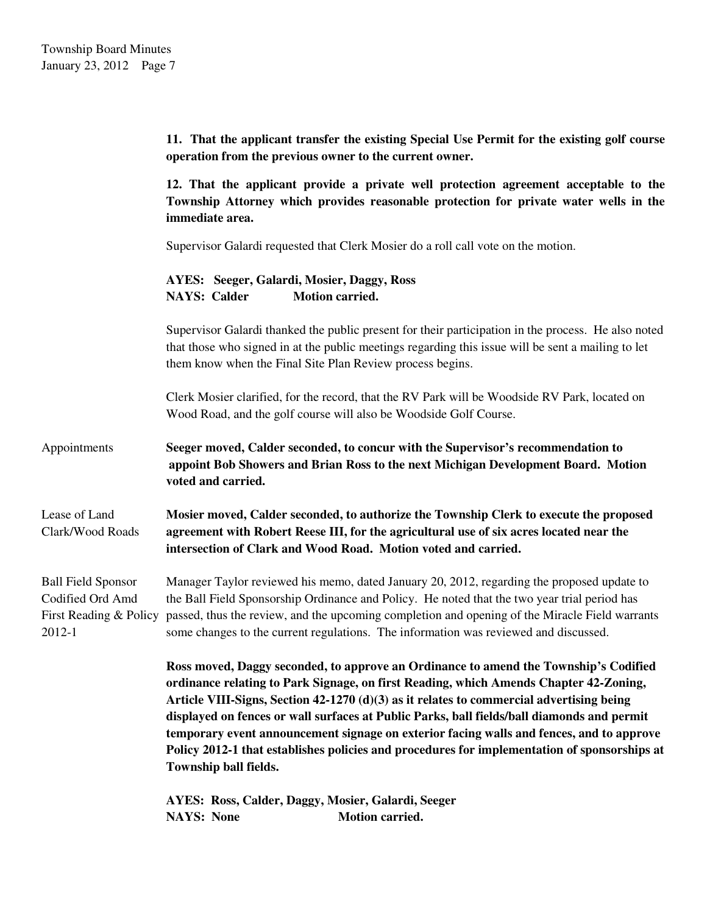**11. That the applicant transfer the existing Special Use Permit for the existing golf course operation from the previous owner to the current owner.**

**12. That the applicant provide a private well protection agreement acceptable to the Township Attorney which provides reasonable protection for private water wells in the immediate area.**

Supervisor Galardi requested that Clerk Mosier do a roll call vote on the motion.

**AYES: Seeger, Galardi, Mosier, Daggy, Ross**
**NAYS: Calder Motion carried.**

Supervisor Galardi thanked the public present for their participation in the process. He also noted that those who signed in at the public meetings regarding this issue will be sent a mailing to let them know when the Final Site Plan Review process begins.

Clerk Mosier clarified, for the record, that the RV Park will be Woodside RV Park, located on Wood Road, and the golf course will also be Woodside Golf Course.

Appointments

**Seeger moved, Calder seconded, to concur with the Supervisor's recommendation to appoint Bob Showers and Brian Ross to the next Michigan Development Board. Motion voted and carried.**

Lease of Land Clark/Wood Roads

**Mosier moved, Calder seconded, to authorize the Township Clerk to execute the proposed agreement with Robert Reese III, for the agricultural use of six acres located near the intersection of Clark and Wood Road. Motion voted and carried.**

Ball Field Sponsor Codified Ord Amd First Reading & Policy 2012-1

Manager Taylor reviewed his memo, dated January 20, 2012, regarding the proposed update to the Ball Field Sponsorship Ordinance and Policy. He noted that the two year trial period has passed, thus the review, and the upcoming completion and opening of the Miracle Field warrants some changes to the current regulations. The information was reviewed and discussed.

**Ross moved, Daggy seconded, to approve an Ordinance to amend the Township's Codified ordinance relating to Park Signage, on first Reading, which Amends Chapter 42-Zoning, Article VIII-Signs, Section 42-1270 (d)(3) as it relates to commercial advertising being displayed on fences or wall surfaces at Public Parks, ball fields/ball diamonds and permit temporary event announcement signage on exterior facing walls and fences, and to approve Policy 2012-1 that establishes policies and procedures for implementation of sponsorships at Township ball fields.**

**AYES: Ross, Calder, Daggy, Mosier, Galardi, Seeger**
**NAYS: None Motion carried.**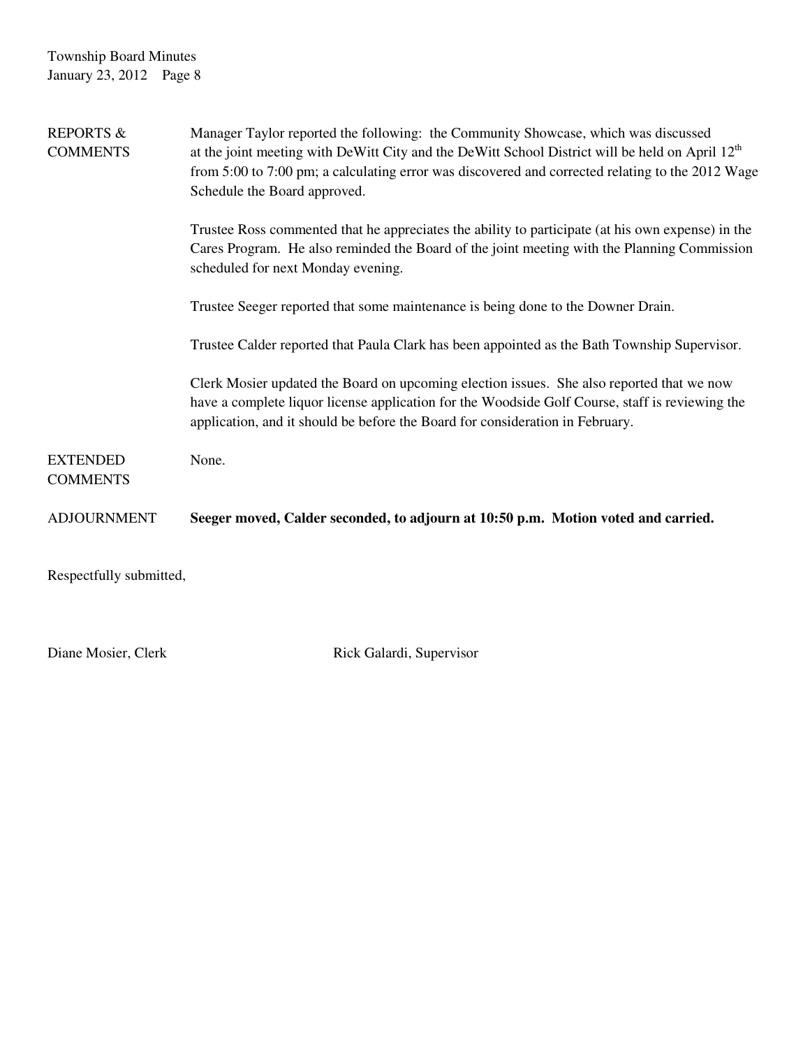REPORTS & COMMENTS

Manager Taylor reported the following: the Community Showcase, which was discussed at the joint meeting with DeWitt City and the DeWitt School District will be held on April 12th from 5:00 to 7:00 pm; a calculating error was discovered and corrected relating to the 2012 Wage Schedule the Board approved.

Trustee Ross commented that he appreciates the ability to participate (at his own expense) in the Cares Program. He also reminded the Board of the joint meeting with the Planning Commission scheduled for next Monday evening.

Trustee Seeger reported that some maintenance is being done to the Downer Drain.

Trustee Calder reported that Paula Clark has been appointed as the Bath Township Supervisor.

Clerk Mosier updated the Board on upcoming election issues. She also reported that we now have a complete liquor license application for the Woodside Golf Course, staff is reviewing the application, and it should be before the Board for consideration in February.

EXTENDED COMMENTS

None.

ADJOURNMENT

**Seeger moved, Calder seconded, to adjourn at 10:50 p.m. Motion voted and carried.**

Respectfully submitted,

Diane Mosier, Clerk

Rick Galardi, Supervisor